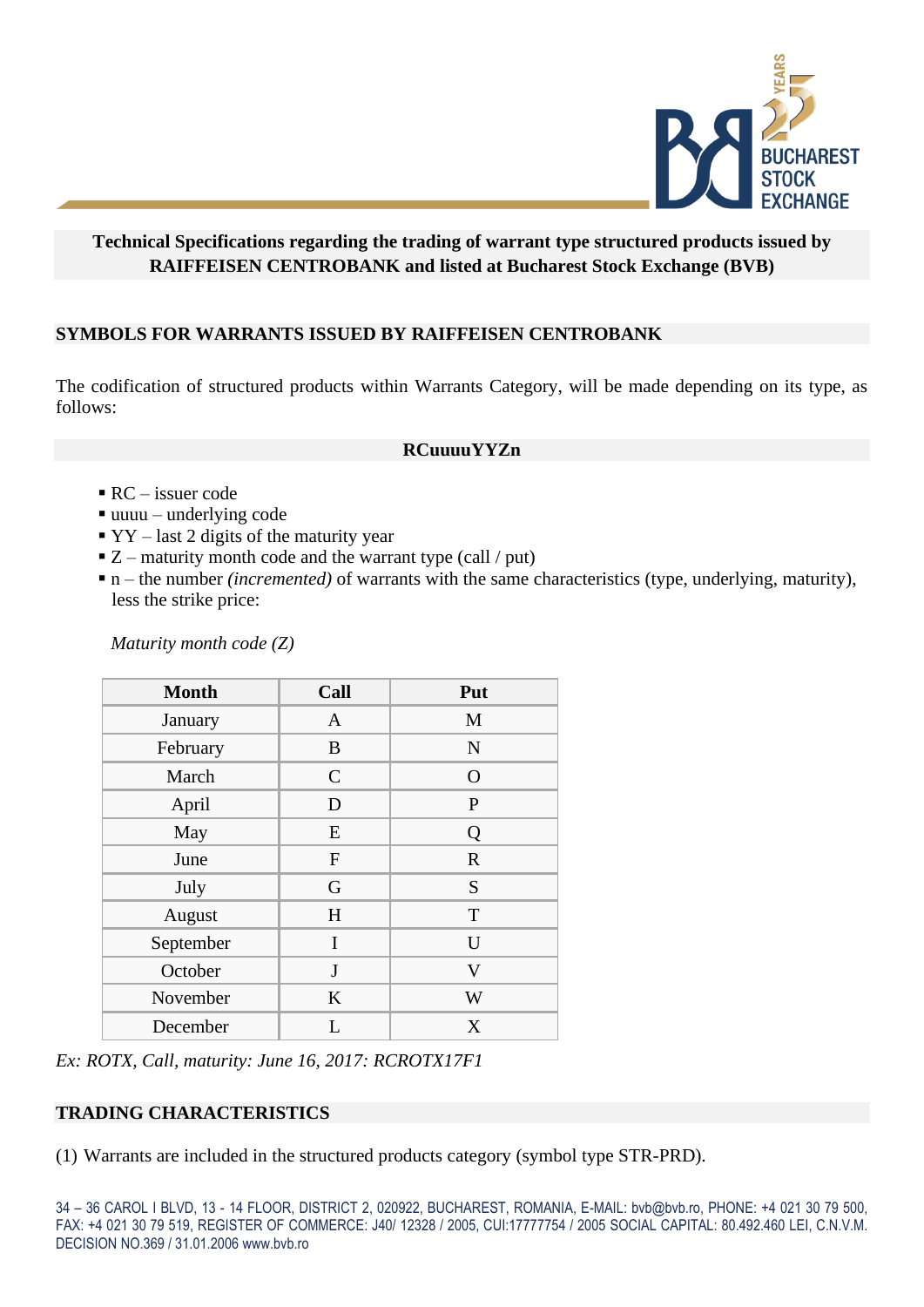**Technical Specifications regarding the trading of warrant type structured products issued by RAIFFEISEN CENTROBANK and listed at Bucharest Stock Exchange (BVB)**

## SYMBOLS FOR WARRANTS ISSUED BY RAIFFEISEN CENTROBANK

The codification of structured products within Warrants Category, will be made depending on its type, as follows:

**RCuuuuYYZn**

- RC – issuer code
- uuuu – underlying code
- YY – last 2 digits of the maturity year
- Z – maturity month code and the warrant type (call / put)
- n – the number *(incremented)* of warrants with the same characteristics (type, underlying, maturity), less the strike price:

*Maturity month code (Z)*

| Month | Call | Put |
|---|---|---|
| January | A | M |
| February | B | N |
| March | C | O |
| April | D | P |
| May | E | Q |
| June | F | R |
| July | G | S |
| August | H | T |
| September | I | U |
| October | J | V |
| November | K | W |
| December | L | X |

*Ex: ROTX, Call, maturity: June 16, 2017: RCROTX17F1*

## TRADING CHARACTERISTICS

(1) Warrants are included in the structured products category (symbol type STR-PRD).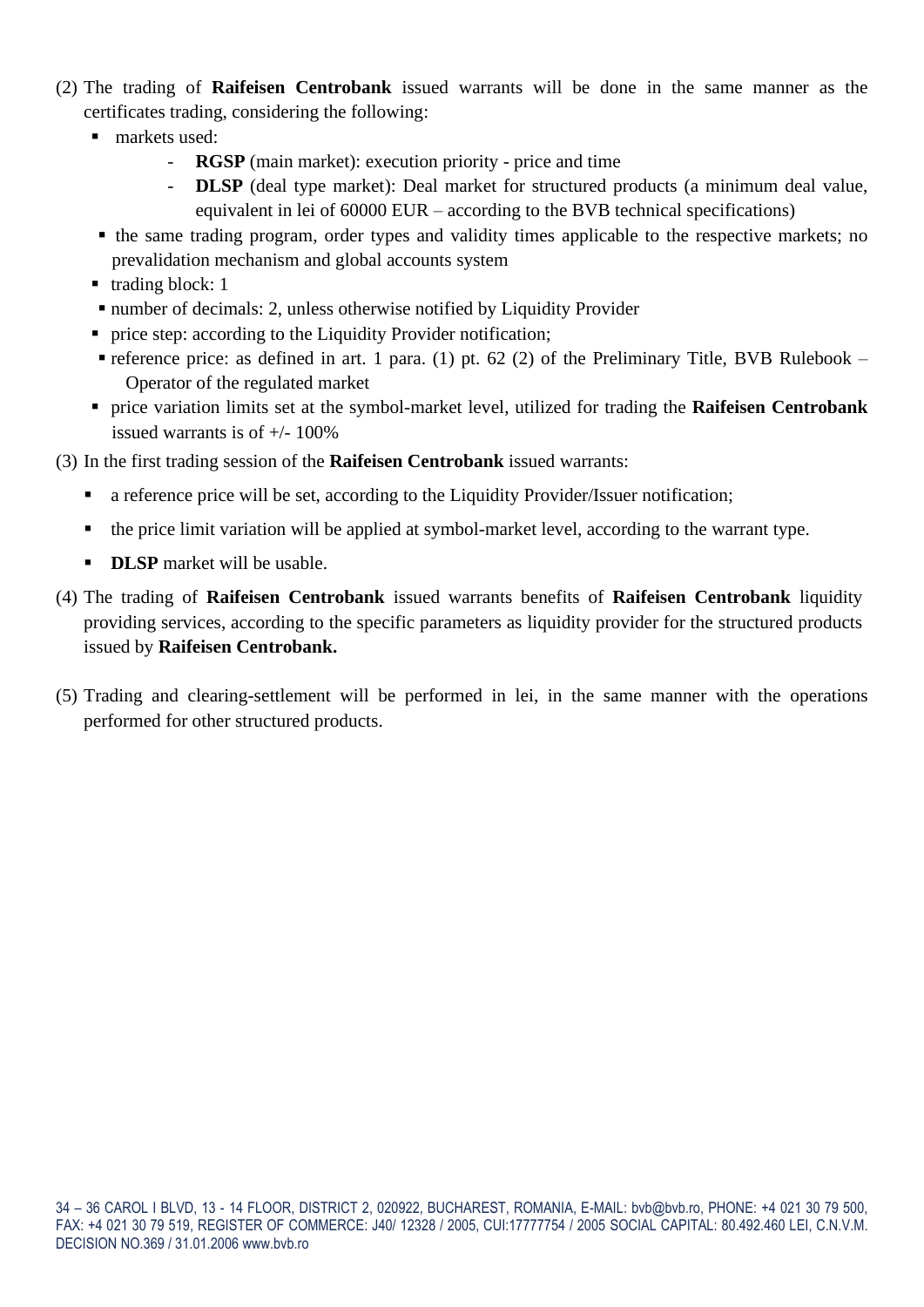(2) The trading of **Raifeisen Centrobank** issued warrants will be done in the same manner as the certificates trading, considering the following:

- markets used:
  - **RGSP** (main market): execution priority - price and time
  - **DLSP** (deal type market): Deal market for structured products (a minimum deal value, equivalent in lei of 60000 EUR – according to the BVB technical specifications)
- the same trading program, order types and validity times applicable to the respective markets; no prevalidation mechanism and global accounts system
- trading block: 1
- number of decimals: 2, unless otherwise notified by Liquidity Provider
- price step: according to the Liquidity Provider notification;
- reference price: as defined in art. 1 para. (1) pt. 62 (2) of the Preliminary Title, BVB Rulebook – Operator of the regulated market
- price variation limits set at the symbol-market level, utilized for trading the **Raifeisen Centrobank** issued warrants is of +/- 100%

(3) In the first trading session of the **Raifeisen Centrobank** issued warrants:

- a reference price will be set, according to the Liquidity Provider/Issuer notification;
- the price limit variation will be applied at symbol-market level, according to the warrant type.
- **DLSP** market will be usable.

(4) The trading of **Raifeisen Centrobank** issued warrants benefits of **Raifeisen Centrobank** liquidity providing services, according to the specific parameters as liquidity provider for the structured products issued by **Raifeisen Centrobank.**

(5) Trading and clearing-settlement will be performed in lei, in the same manner with the operations performed for other structured products.